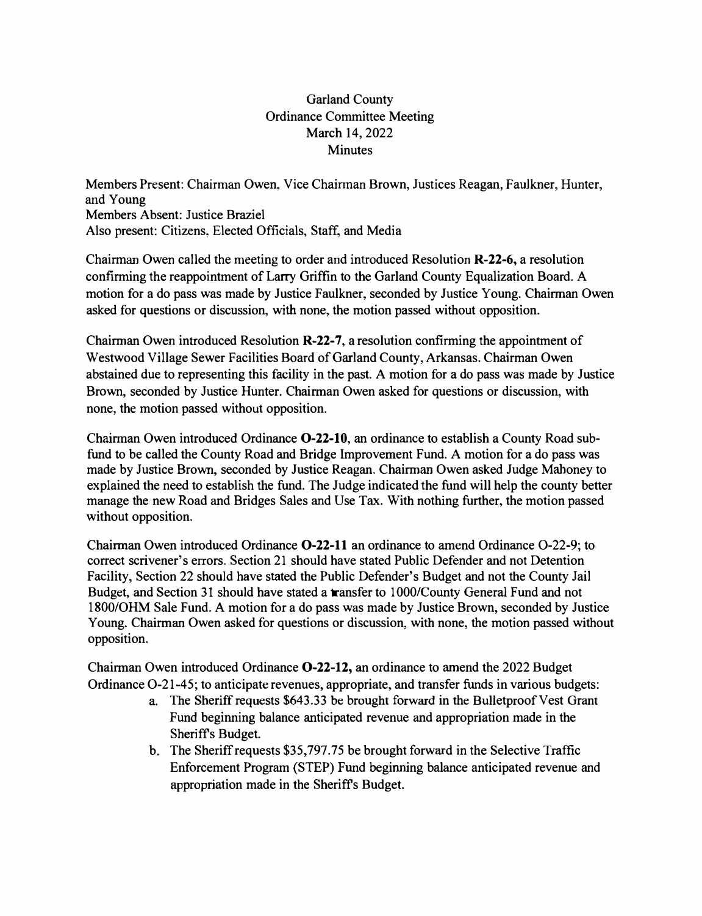Garland County
Ordinance Committee Meeting
March 14, 2022
Minutes

Members Present: Chairman Owen, Vice Chairman Brown, Justices Reagan, Faulkner, Hunter, and Young
Members Absent: Justice Braziel
Also present: Citizens, Elected Officials, Staff, and Media

Chairman Owen called the meeting to order and introduced Resolution **R-22-6,** a resolution confirming the reappointment of Larry Griffin to the Garland County Equalization Board. A motion for a do pass was made by Justice Faulkner, seconded by Justice Young. Chairman Owen asked for questions or discussion, with none, the motion passed without opposition.

Chairman Owen introduced Resolution **R-22-7**, a resolution confirming the appointment of Westwood Village Sewer Facilities Board of Garland County, Arkansas. Chairman Owen abstained due to representing this facility in the past. A motion for a do pass was made by Justice Brown, seconded by Justice Hunter. Chairman Owen asked for questions or discussion, with none, the motion passed without opposition.

Chairman Owen introduced Ordinance **O-22-10**, an ordinance to establish a County Road sub-fund to be called the County Road and Bridge Improvement Fund. A motion for a do pass was made by Justice Brown, seconded by Justice Reagan. Chairman Owen asked Judge Mahoney to explained the need to establish the fund. The Judge indicated the fund will help the county better manage the new Road and Bridges Sales and Use Tax. With nothing further, the motion passed without opposition.

Chairman Owen introduced Ordinance **O-22-11** an ordinance to amend Ordinance O-22-9; to correct scrivener's errors. Section 21 should have stated Public Defender and not Detention Facility, Section 22 should have stated the Public Defender's Budget and not the County Jail Budget, and Section 31 should have stated a transfer to 1000/County General Fund and not 1800/OHM Sale Fund. A motion for a do pass was made by Justice Brown, seconded by Justice Young. Chairman Owen asked for questions or discussion, with none, the motion passed without opposition.

Chairman Owen introduced Ordinance **O-22-12,** an ordinance to amend the 2022 Budget Ordinance O-21-45; to anticipate revenues, appropriate, and transfer funds in various budgets:

a. The Sheriff requests $643.33 be brought forward in the Bulletproof Vest Grant Fund beginning balance anticipated revenue and appropriation made in the Sheriff's Budget.
b. The Sheriff requests $35,797.75 be brought forward in the Selective Traffic Enforcement Program (STEP) Fund beginning balance anticipated revenue and appropriation made in the Sheriff's Budget.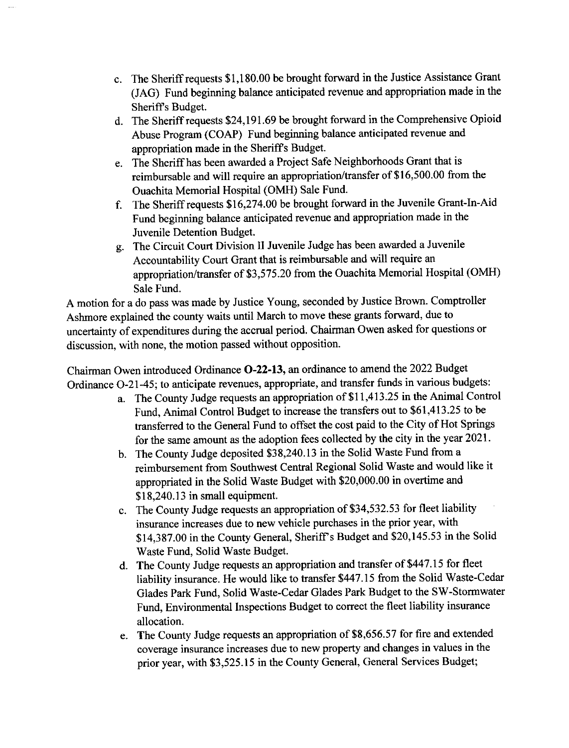c. The Sheriff requests $1,180.00 be brought forward in the Justice Assistance Grant (JAG) Fund beginning balance anticipated revenue and appropriation made in the Sheriff's Budget.
d. The Sheriff requests $24,191.69 be brought forward in the Comprehensive Opioid Abuse Program (COAP) Fund beginning balance anticipated revenue and appropriation made in the Sheriff's Budget.
e. The Sheriff has been awarded a Project Safe Neighborhoods Grant that is reimbursable and will require an appropriation/transfer of $16,500.00 from the Ouachita Memorial Hospital (OMH) Sale Fund.
f. The Sheriff requests $16,274.00 be brought forward in the Juvenile Grant-In-Aid Fund beginning balance anticipated revenue and appropriation made in the Juvenile Detention Budget.
g. The Circuit Court Division II Juvenile Judge has been awarded a Juvenile Accountability Court Grant that is reimbursable and will require an appropriation/transfer of $3,575.20 from the Ouachita Memorial Hospital (OMH) Sale Fund.

A motion for a do pass was made by Justice Young, seconded by Justice Brown. Comptroller Ashmore explained the county waits until March to move these grants forward, due to uncertainty of expenditures during the accrual period. Chairman Owen asked for questions or discussion, with none, the motion passed without opposition.

Chairman Owen introduced Ordinance **O-22-13**, an ordinance to amend the 2022 Budget Ordinance O-21-45; to anticipate revenues, appropriate, and transfer funds in various budgets:

a. The County Judge requests an appropriation of $11,413.25 in the Animal Control Fund, Animal Control Budget to increase the transfers out to $61,413.25 to be transferred to the General Fund to offset the cost paid to the City of Hot Springs for the same amount as the adoption fees collected by the city in the year 2021.
b. The County Judge deposited $38,240.13 in the Solid Waste Fund from a reimbursement from Southwest Central Regional Solid Waste and would like it appropriated in the Solid Waste Budget with $20,000.00 in overtime and $18,240.13 in small equipment.
c. The County Judge requests an appropriation of $34,532.53 for fleet liability insurance increases due to new vehicle purchases in the prior year, with $14,387.00 in the County General, Sheriff's Budget and $20,145.53 in the Solid Waste Fund, Solid Waste Budget.
d. The County Judge requests an appropriation and transfer of $447.15 for fleet liability insurance. He would like to transfer $447.15 from the Solid Waste-Cedar Glades Park Fund, Solid Waste-Cedar Glades Park Budget to the SW-Stormwater Fund, Environmental Inspections Budget to correct the fleet liability insurance allocation.
e. The County Judge requests an appropriation of $8,656.57 for fire and extended coverage insurance increases due to new property and changes in values in the prior year, with $3,525.15 in the County General, General Services Budget;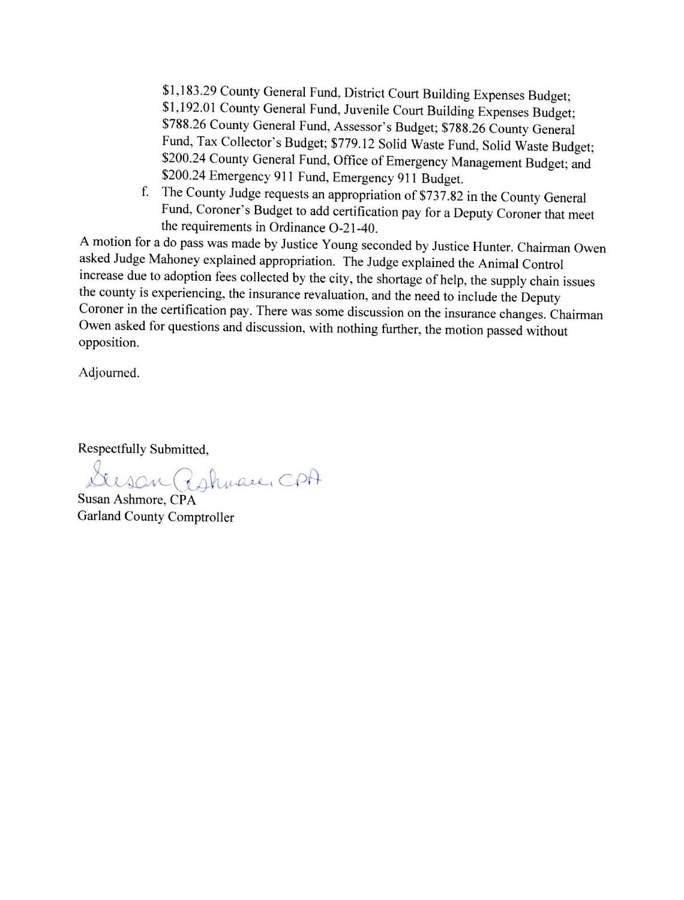$1,183.29 County General Fund, District Court Building Expenses Budget; $1,192.01 County General Fund, Juvenile Court Building Expenses Budget; $788.26 County General Fund, Assessor's Budget; $788.26 County General Fund, Tax Collector's Budget; $779.12 Solid Waste Fund, Solid Waste Budget; $200.24 County General Fund, Office of Emergency Management Budget; and $200.24 Emergency 911 Fund, Emergency 911 Budget.

f. The County Judge requests an appropriation of $737.82 in the County General Fund, Coroner's Budget to add certification pay for a Deputy Coroner that meet the requirements in Ordinance O-21-40.

A motion for a do pass was made by Justice Young seconded by Justice Hunter. Chairman Owen asked Judge Mahoney explained appropriation. The Judge explained the Animal Control increase due to adoption fees collected by the city, the shortage of help, the supply chain issues the county is experiencing, the insurance revaluation, and the need to include the Deputy Coroner in the certification pay. There was some discussion on the insurance changes. Chairman Owen asked for questions and discussion, with nothing further, the motion passed without opposition.

Adjourned.

Respectfully Submitted,

Susan Ashmore, CPA

Susan Ashmore, CPA
Garland County Comptroller